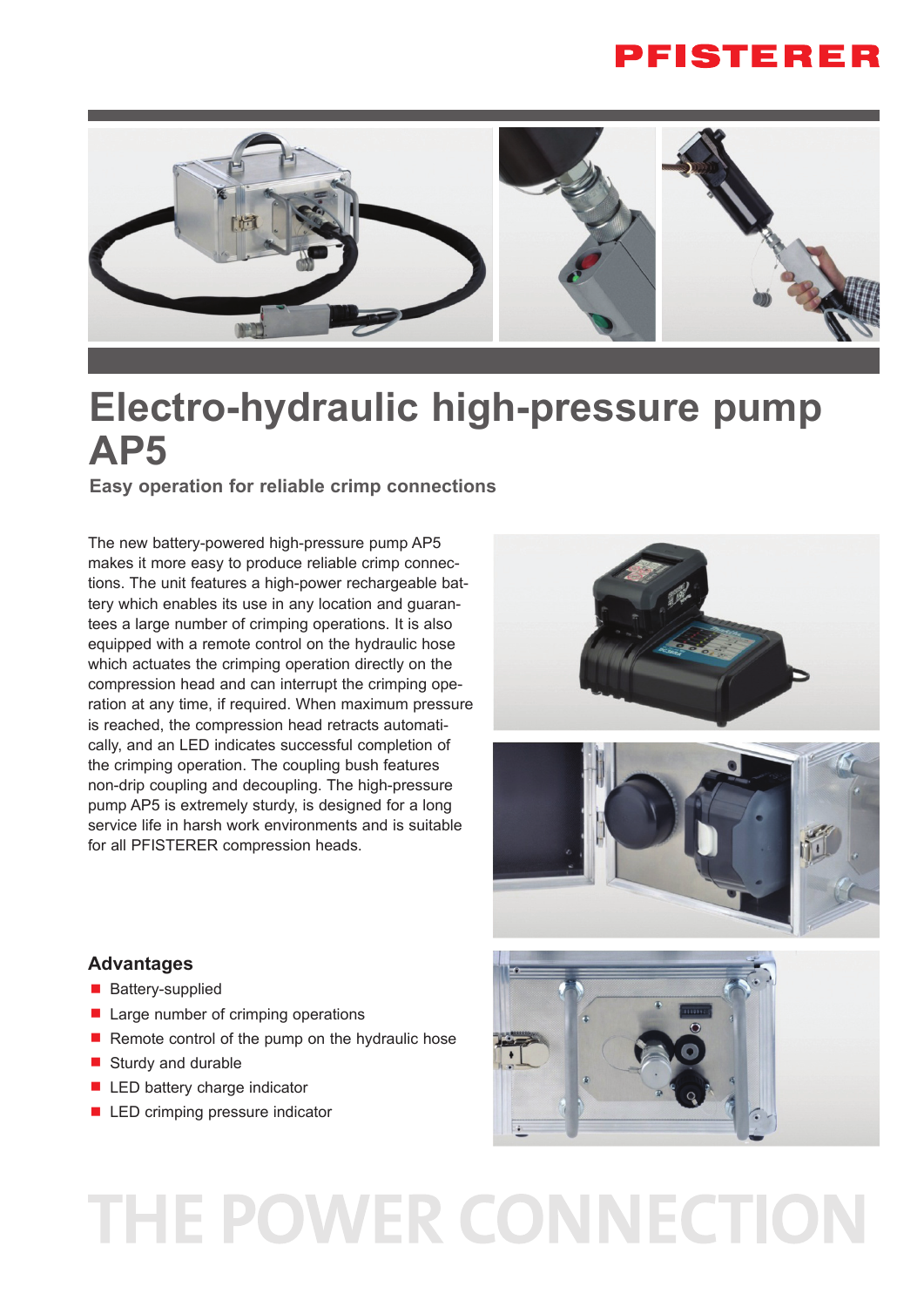PFISTERER

# Electro-hydraulic high-pressure pump AP5

## Easy operation for reliable crimp connections

The new battery-powered high-pressure pump AP5 makes it more easy to produce reliable crimp connections. The unit features a high-power rechargeable battery which enables its use in any location and guarantees a large number of crimping operations. It is also equipped with a remote control on the hydraulic hose which actuates the crimping operation directly on the compression head and can interrupt the crimping operation at any time, if required. When maximum pressure is reached, the compression head retracts automatically, and an LED indicates successful completion of the crimping operation. The coupling bush features non-drip coupling and decoupling. The high-pressure pump AP5 is extremely sturdy, is designed for a long service life in harsh work environments and is suitable for all PFISTERER compression heads.

### Advantages

- Battery-supplied
- Large number of crimping operations
- Remote control of the pump on the hydraulic hose
- Sturdy and durable
- LED battery charge indicator
- LED crimping pressure indicator

THE POWER CONNECTION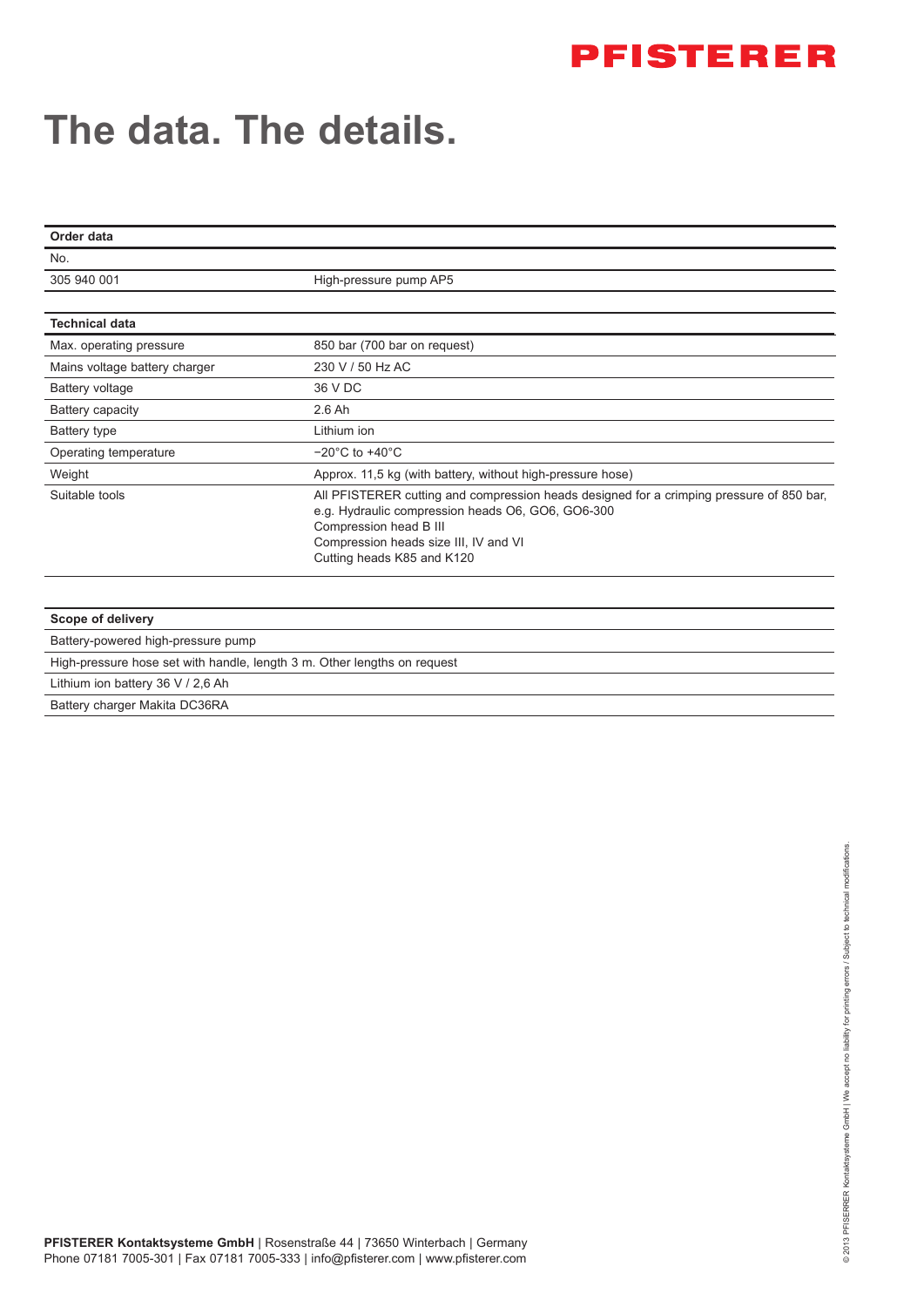# The data. The details.

| Order data | |
|---|---|
| No. | |
| 305 940 001 | High-pressure pump AP5 |

| Technical data | |
|---|---|
| Max. operating pressure | 850 bar (700 bar on request) |
| Mains voltage battery charger | 230 V / 50 Hz AC |
| Battery voltage | 36 V DC |
| Battery capacity | 2.6 Ah |
| Battery type | Lithium ion |
| Operating temperature | −20°C to +40°C |
| Weight | Approx. 11,5 kg (with battery, without high-pressure hose) |
| Suitable tools | All PFISTERER cutting and compression heads designed for a crimping pressure of 850 bar, e.g. Hydraulic compression heads O6, GO6, GO6-300<br>Compression head B III<br>Compression heads size III, IV and VI<br>Cutting heads K85 and K120 |

| Scope of delivery |
|---|
| Battery-powered high-pressure pump |
| High-pressure hose set with handle, length 3 m. Other lengths on request |
| Lithium ion battery 36 V / 2,6 Ah |
| Battery charger Makita DC36RA |

**PFISTERER Kontaktsysteme GmbH** | Rosenstraße 44 | 73650 Winterbach | Germany
Phone 07181 7005-301 | Fax 07181 7005-333 | info@pfisterer.com | www.pfisterer.com

© 2013 PFISERRER Kontaktsysteme GmbH | We accept no liability for printing errors / Subject to technical modifications.